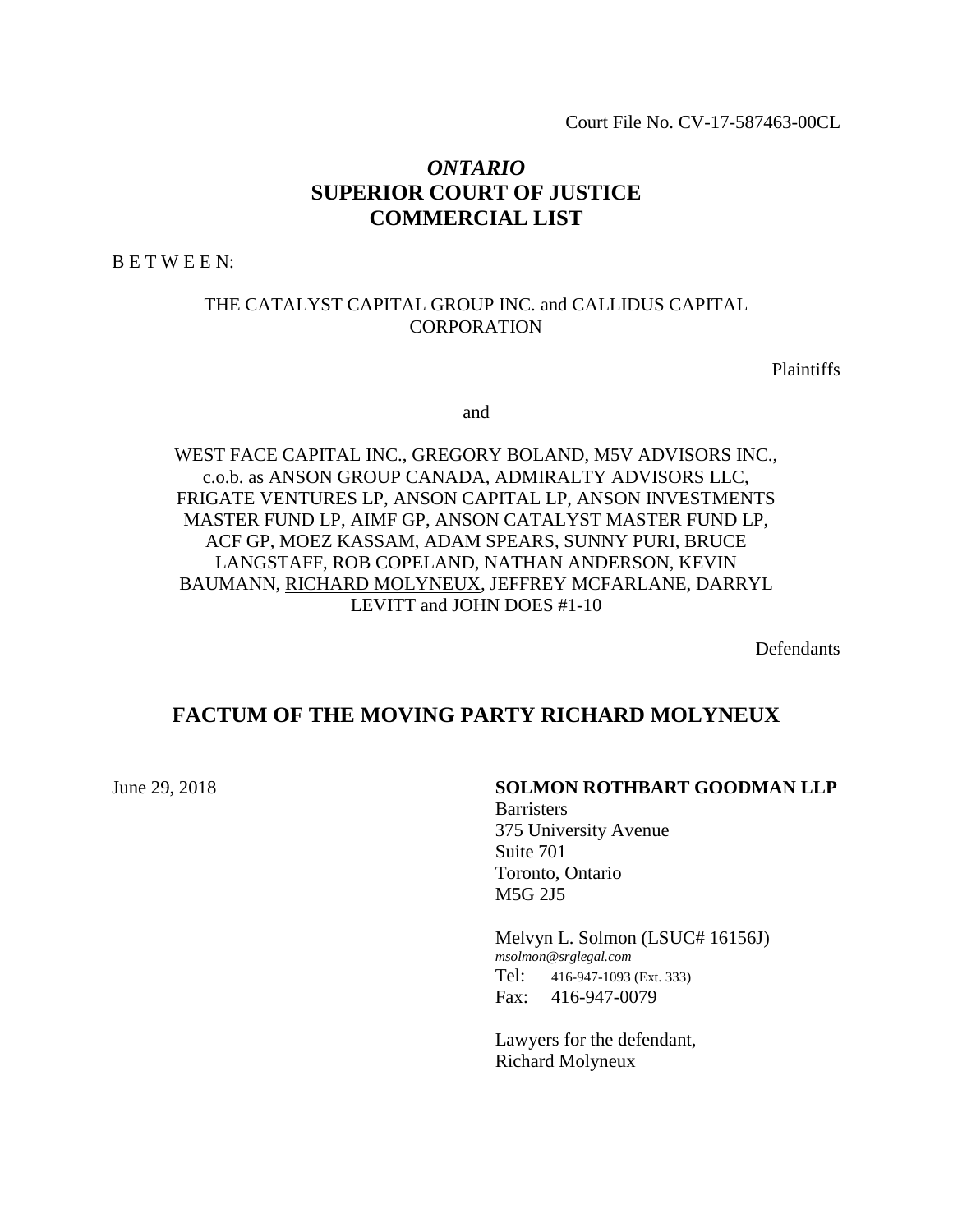Court File No. CV-17-587463-00CL

# *ONTARIO*
# SUPERIOR COURT OF JUSTICE
# COMMERCIAL LIST

B E T W E E N:

THE CATALYST CAPITAL GROUP INC. and CALLIDUS CAPITAL CORPORATION

Plaintiffs

and

WEST FACE CAPITAL INC., GREGORY BOLAND, M5V ADVISORS INC., c.o.b. as ANSON GROUP CANADA, ADMIRALTY ADVISORS LLC, FRIGATE VENTURES LP, ANSON CAPITAL LP, ANSON INVESTMENTS MASTER FUND LP, AIMF GP, ANSON CATALYST MASTER FUND LP, ACF GP, MOEZ KASSAM, ADAM SPEARS, SUNNY PURI, BRUCE LANGSTAFF, ROB COPELAND, NATHAN ANDERSON, KEVIN BAUMANN, <u>RICHARD MOLYNEUX</u>, JEFFREY MCFARLANE, DARRYL LEVITT and JOHN DOES #1-10

Defendants

## FACTUM OF THE MOVING PARTY RICHARD MOLYNEUX

June 29, 2018

**SOLMON ROTHBART GOODMAN LLP**
Barristers
375 University Avenue
Suite 701
Toronto, Ontario
M5G 2J5

Melvyn L. Solmon (LSUC# 16156J)
*msolmon@srglegal.com*
Tel: 416-947-1093 (Ext. 333)
Fax: 416-947-0079

Lawyers for the defendant,
Richard Molyneux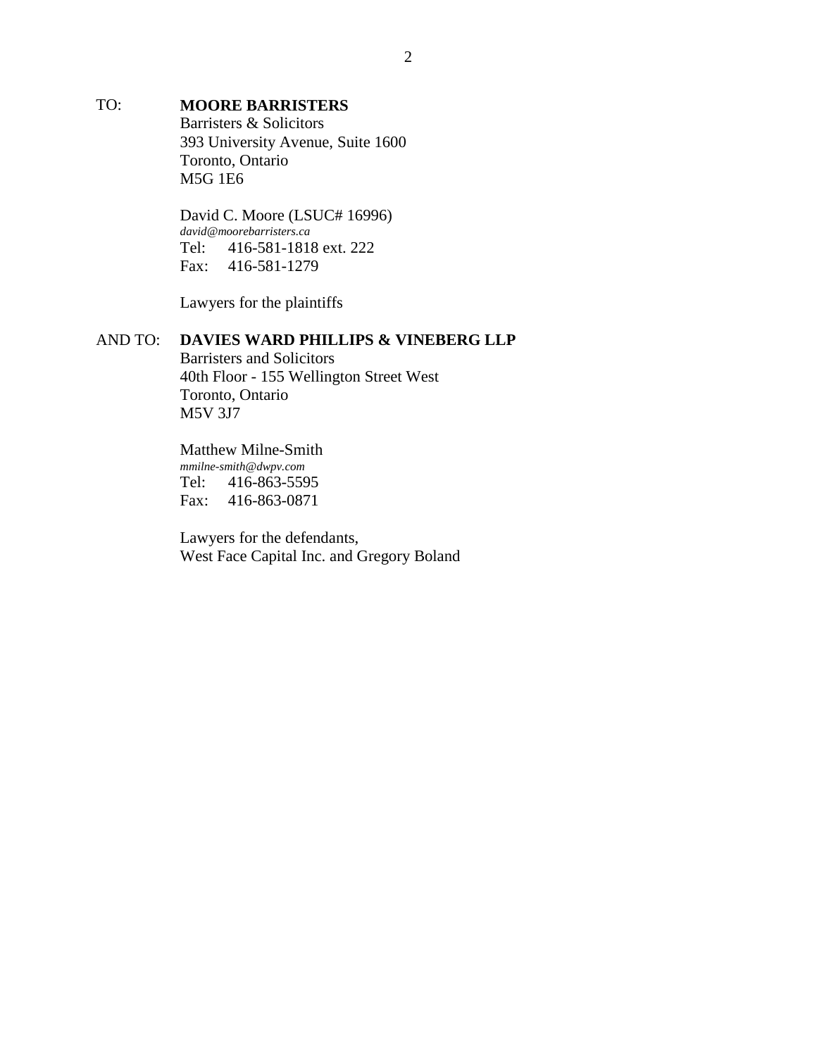TO: **MOORE BARRISTERS**
Barristers & Solicitors
393 University Avenue, Suite 1600
Toronto, Ontario
M5G 1E6

David C. Moore (LSUC# 16996)
*david@moorebarristers.ca*
Tel: 416-581-1818 ext. 222
Fax: 416-581-1279

Lawyers for the plaintiffs

AND TO: **DAVIES WARD PHILLIPS & VINEBERG LLP**
Barristers and Solicitors
40th Floor - 155 Wellington Street West
Toronto, Ontario
M5V 3J7

Matthew Milne-Smith
*mmilne-smith@dwpv.com*
Tel: 416-863-5595
Fax: 416-863-0871

Lawyers for the defendants,
West Face Capital Inc. and Gregory Boland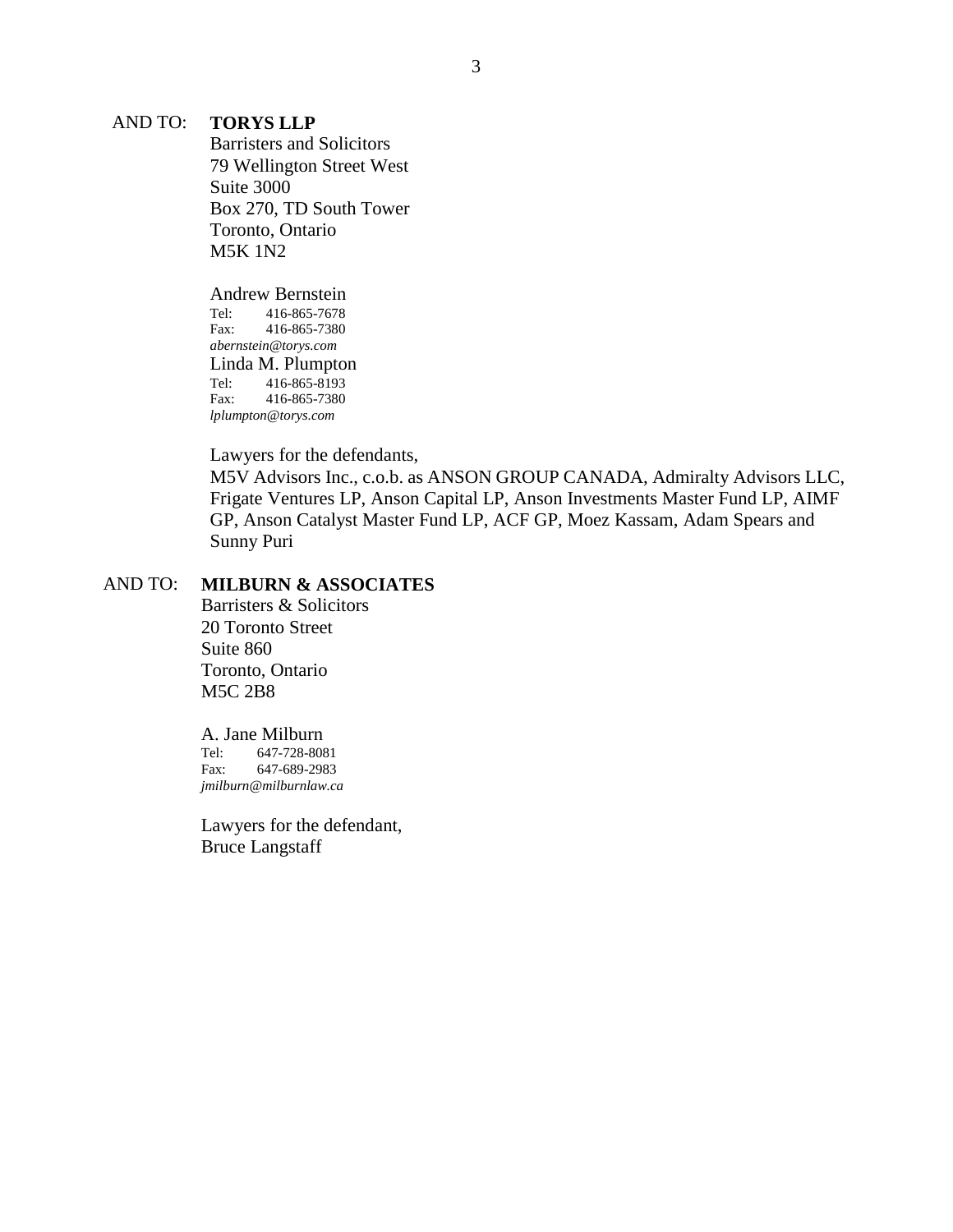AND TO: **TORYS LLP**
Barristers and Solicitors
79 Wellington Street West
Suite 3000
Box 270, TD South Tower
Toronto, Ontario
M5K 1N2

Andrew Bernstein
Tel: 416-865-7678
Fax: 416-865-7380
*abernstein@torys.com*
Linda M. Plumpton
Tel: 416-865-8193
Fax: 416-865-7380
*lplumpton@torys.com*

Lawyers for the defendants,
M5V Advisors Inc., c.o.b. as ANSON GROUP CANADA, Admiralty Advisors LLC, Frigate Ventures LP, Anson Capital LP, Anson Investments Master Fund LP, AIMF GP, Anson Catalyst Master Fund LP, ACF GP, Moez Kassam, Adam Spears and Sunny Puri

AND TO: **MILBURN & ASSOCIATES**
Barristers & Solicitors
20 Toronto Street
Suite 860
Toronto, Ontario
M5C 2B8

A. Jane Milburn
Tel: 647-728-8081
Fax: 647-689-2983
*jmilburn@milburnlaw.ca*

Lawyers for the defendant,
Bruce Langstaff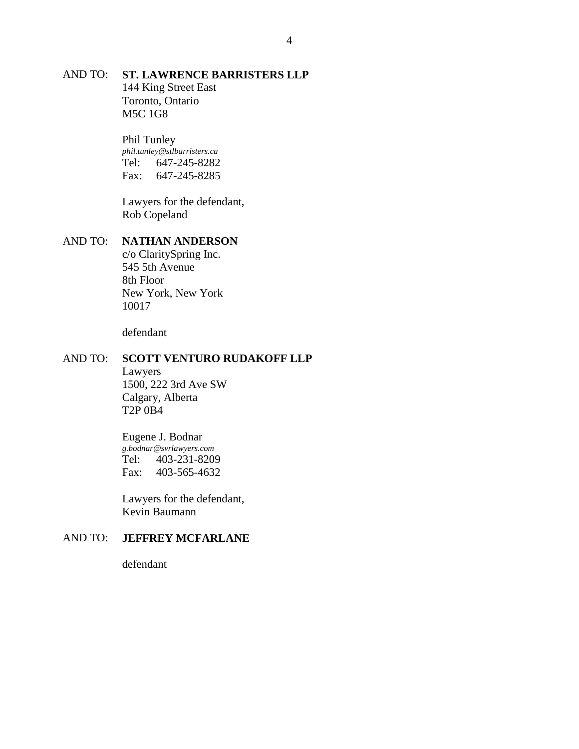AND TO: **ST. LAWRENCE BARRISTERS LLP**
144 King Street East
Toronto, Ontario
M5C 1G8

Phil Tunley
*phil.tunley@stlbarristers.ca*
Tel: 647-245-8282
Fax: 647-245-8285

Lawyers for the defendant,
Rob Copeland

AND TO: **NATHAN ANDERSON**
c/o ClaritySpring Inc.
545 5th Avenue
8th Floor
New York, New York
10017

defendant

AND TO: **SCOTT VENTURO RUDAKOFF LLP**
Lawyers
1500, 222 3rd Ave SW
Calgary, Alberta
T2P 0B4

Eugene J. Bodnar
*g.bodnar@svrlawyers.com*
Tel: 403-231-8209
Fax: 403-565-4632

Lawyers for the defendant,
Kevin Baumann

AND TO: **JEFFREY MCFARLANE**

defendant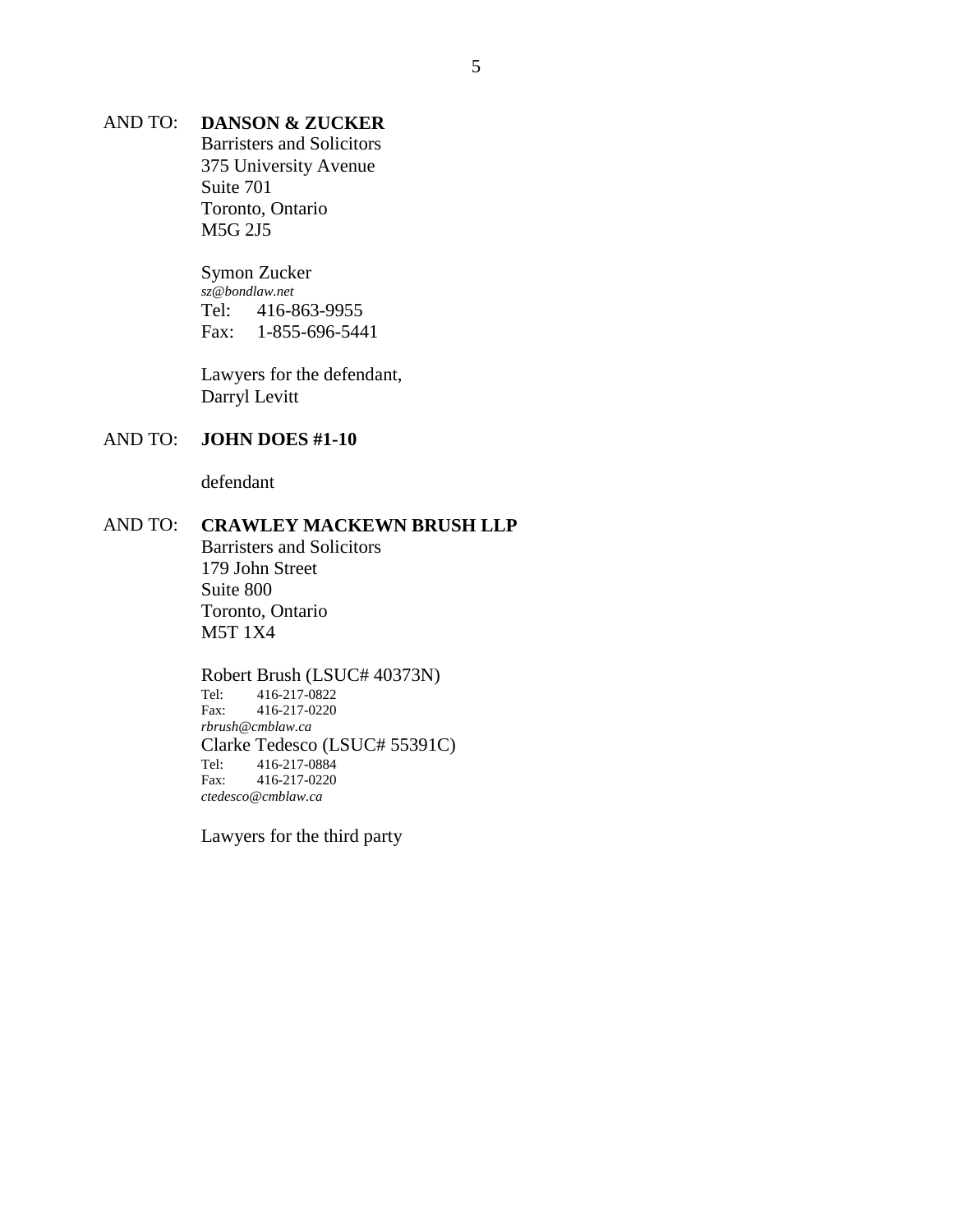AND TO: **DANSON & ZUCKER**
Barristers and Solicitors
375 University Avenue
Suite 701
Toronto, Ontario
M5G 2J5

Symon Zucker
*sz@bondlaw.net*
Tel: 416-863-9955
Fax: 1-855-696-5441

Lawyers for the defendant,
Darryl Levitt

AND TO: **JOHN DOES #1-10**

defendant

AND TO: **CRAWLEY MACKEWN BRUSH LLP**
Barristers and Solicitors
179 John Street
Suite 800
Toronto, Ontario
M5T 1X4

Robert Brush (LSUC# 40373N)
Tel: 416-217-0822
Fax: 416-217-0220
*rbrush@cmblaw.ca*
Clarke Tedesco (LSUC# 55391C)
Tel: 416-217-0884
Fax: 416-217-0220
*ctedesco@cmblaw.ca*

Lawyers for the third party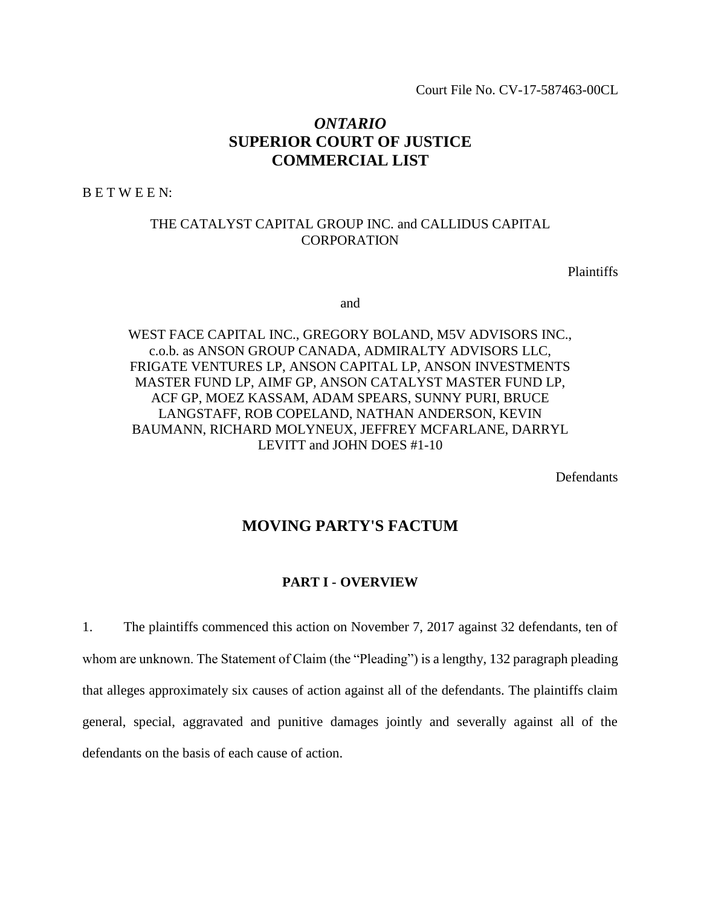Court File No. CV-17-587463-00CL

## *ONTARIO*
## SUPERIOR COURT OF JUSTICE
## COMMERCIAL LIST

B E T W E E N:

THE CATALYST CAPITAL GROUP INC. and CALLIDUS CAPITAL CORPORATION

Plaintiffs

and

WEST FACE CAPITAL INC., GREGORY BOLAND, M5V ADVISORS INC., c.o.b. as ANSON GROUP CANADA, ADMIRALTY ADVISORS LLC, FRIGATE VENTURES LP, ANSON CAPITAL LP, ANSON INVESTMENTS MASTER FUND LP, AIMF GP, ANSON CATALYST MASTER FUND LP, ACF GP, MOEZ KASSAM, ADAM SPEARS, SUNNY PURI, BRUCE LANGSTAFF, ROB COPELAND, NATHAN ANDERSON, KEVIN BAUMANN, RICHARD MOLYNEUX, JEFFREY MCFARLANE, DARRYL LEVITT and JOHN DOES #1-10

Defendants

## MOVING PARTY'S FACTUM

### PART I - OVERVIEW

1. The plaintiffs commenced this action on November 7, 2017 against 32 defendants, ten of whom are unknown. The Statement of Claim (the "Pleading") is a lengthy, 132 paragraph pleading that alleges approximately six causes of action against all of the defendants. The plaintiffs claim general, special, aggravated and punitive damages jointly and severally against all of the defendants on the basis of each cause of action.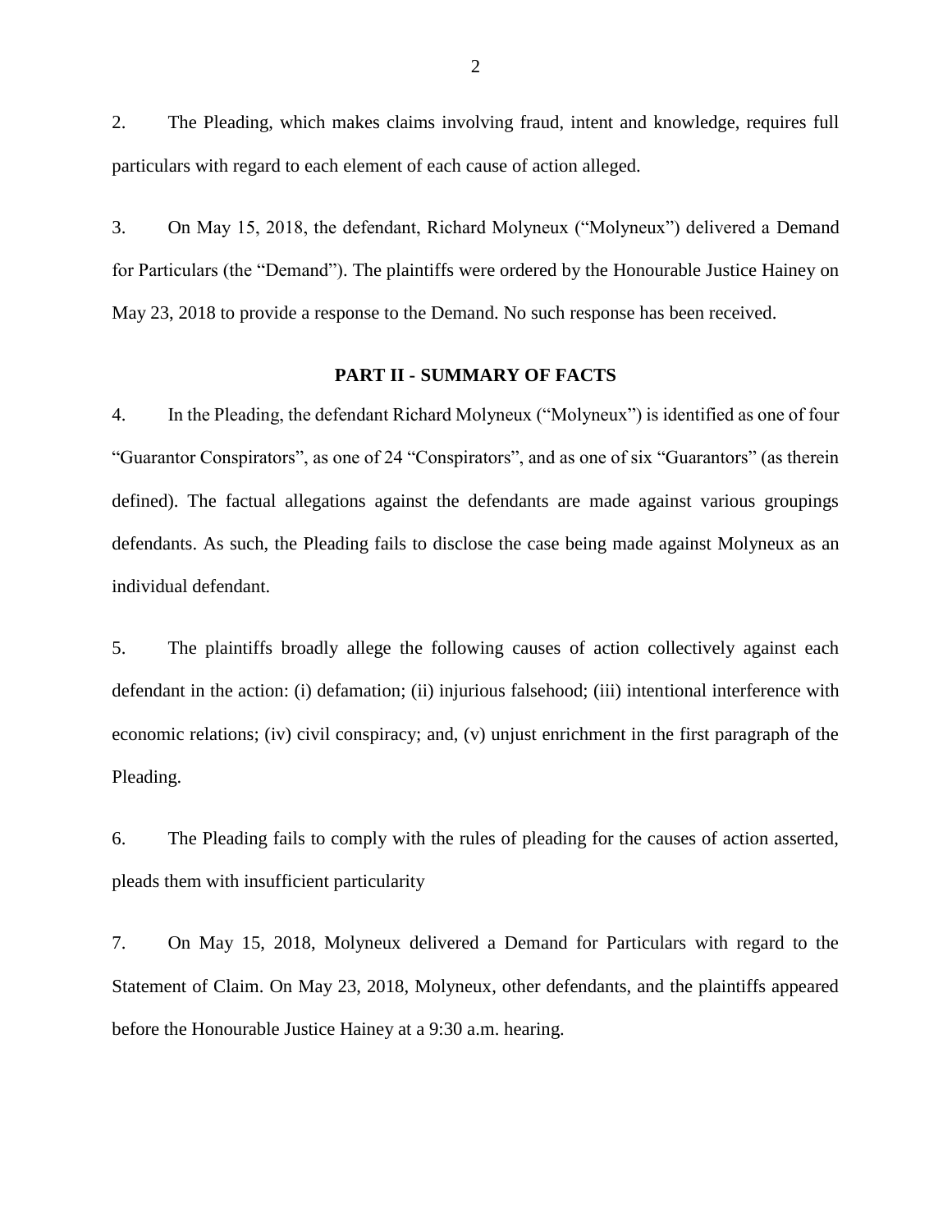2. The Pleading, which makes claims involving fraud, intent and knowledge, requires full particulars with regard to each element of each cause of action alleged.

3. On May 15, 2018, the defendant, Richard Molyneux ("Molyneux") delivered a Demand for Particulars (the "Demand"). The plaintiffs were ordered by the Honourable Justice Hainey on May 23, 2018 to provide a response to the Demand. No such response has been received.

## PART II - SUMMARY OF FACTS

4. In the Pleading, the defendant Richard Molyneux ("Molyneux") is identified as one of four "Guarantor Conspirators", as one of 24 "Conspirators", and as one of six "Guarantors" (as therein defined). The factual allegations against the defendants are made against various groupings defendants. As such, the Pleading fails to disclose the case being made against Molyneux as an individual defendant.

5. The plaintiffs broadly allege the following causes of action collectively against each defendant in the action: (i) defamation; (ii) injurious falsehood; (iii) intentional interference with economic relations; (iv) civil conspiracy; and, (v) unjust enrichment in the first paragraph of the Pleading.

6. The Pleading fails to comply with the rules of pleading for the causes of action asserted, pleads them with insufficient particularity

7. On May 15, 2018, Molyneux delivered a Demand for Particulars with regard to the Statement of Claim. On May 23, 2018, Molyneux, other defendants, and the plaintiffs appeared before the Honourable Justice Hainey at a 9:30 a.m. hearing.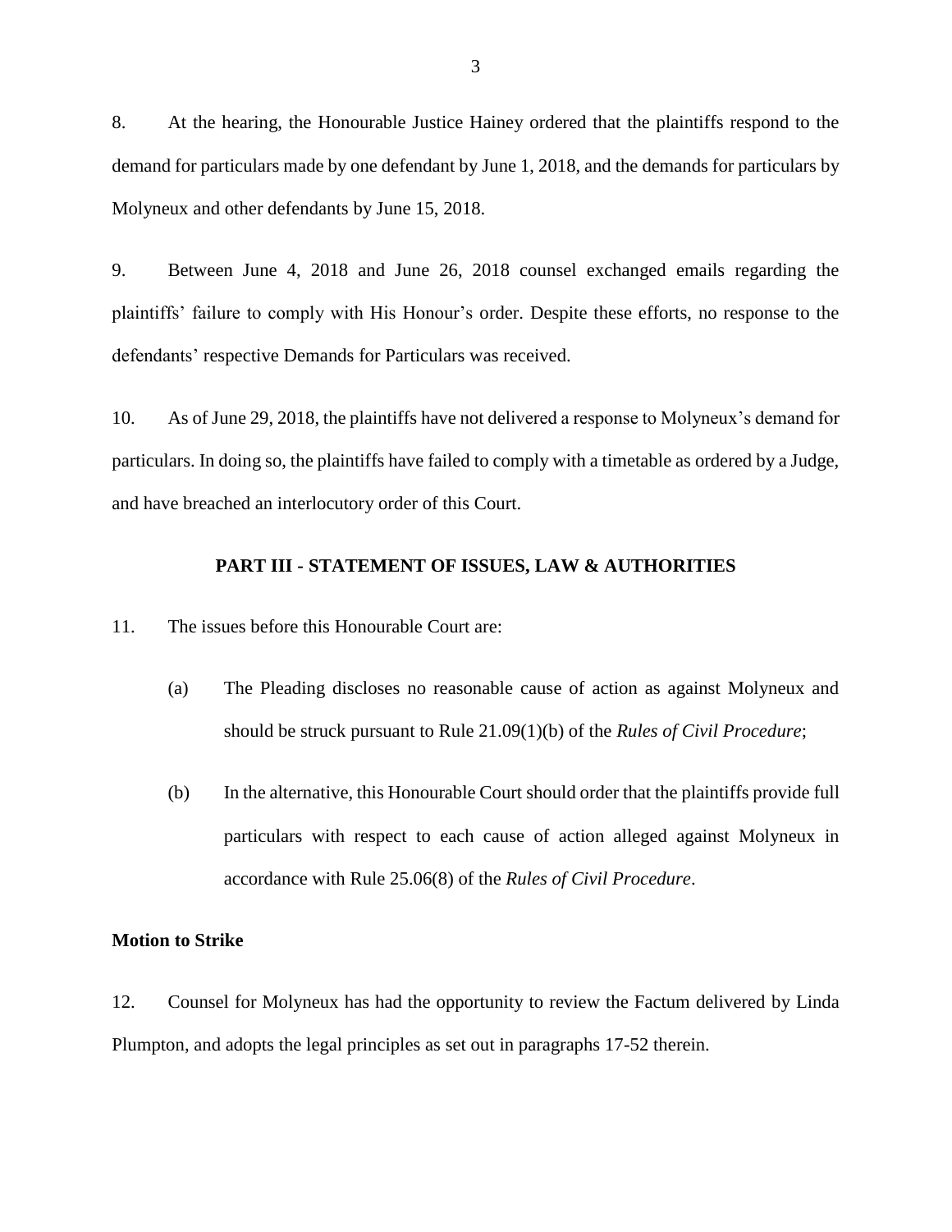8. At the hearing, the Honourable Justice Hainey ordered that the plaintiffs respond to the demand for particulars made by one defendant by June 1, 2018, and the demands for particulars by Molyneux and other defendants by June 15, 2018.

9. Between June 4, 2018 and June 26, 2018 counsel exchanged emails regarding the plaintiffs' failure to comply with His Honour's order. Despite these efforts, no response to the defendants' respective Demands for Particulars was received.

10. As of June 29, 2018, the plaintiffs have not delivered a response to Molyneux's demand for particulars. In doing so, the plaintiffs have failed to comply with a timetable as ordered by a Judge, and have breached an interlocutory order of this Court.

## PART III - STATEMENT OF ISSUES, LAW & AUTHORITIES

11. The issues before this Honourable Court are:

   (a) The Pleading discloses no reasonable cause of action as against Molyneux and should be struck pursuant to Rule 21.09(1)(b) of the *Rules of Civil Procedure*;

   (b) In the alternative, this Honourable Court should order that the plaintiffs provide full particulars with respect to each cause of action alleged against Molyneux in accordance with Rule 25.06(8) of the *Rules of Civil Procedure*.

### Motion to Strike

12. Counsel for Molyneux has had the opportunity to review the Factum delivered by Linda Plumpton, and adopts the legal principles as set out in paragraphs 17-52 therein.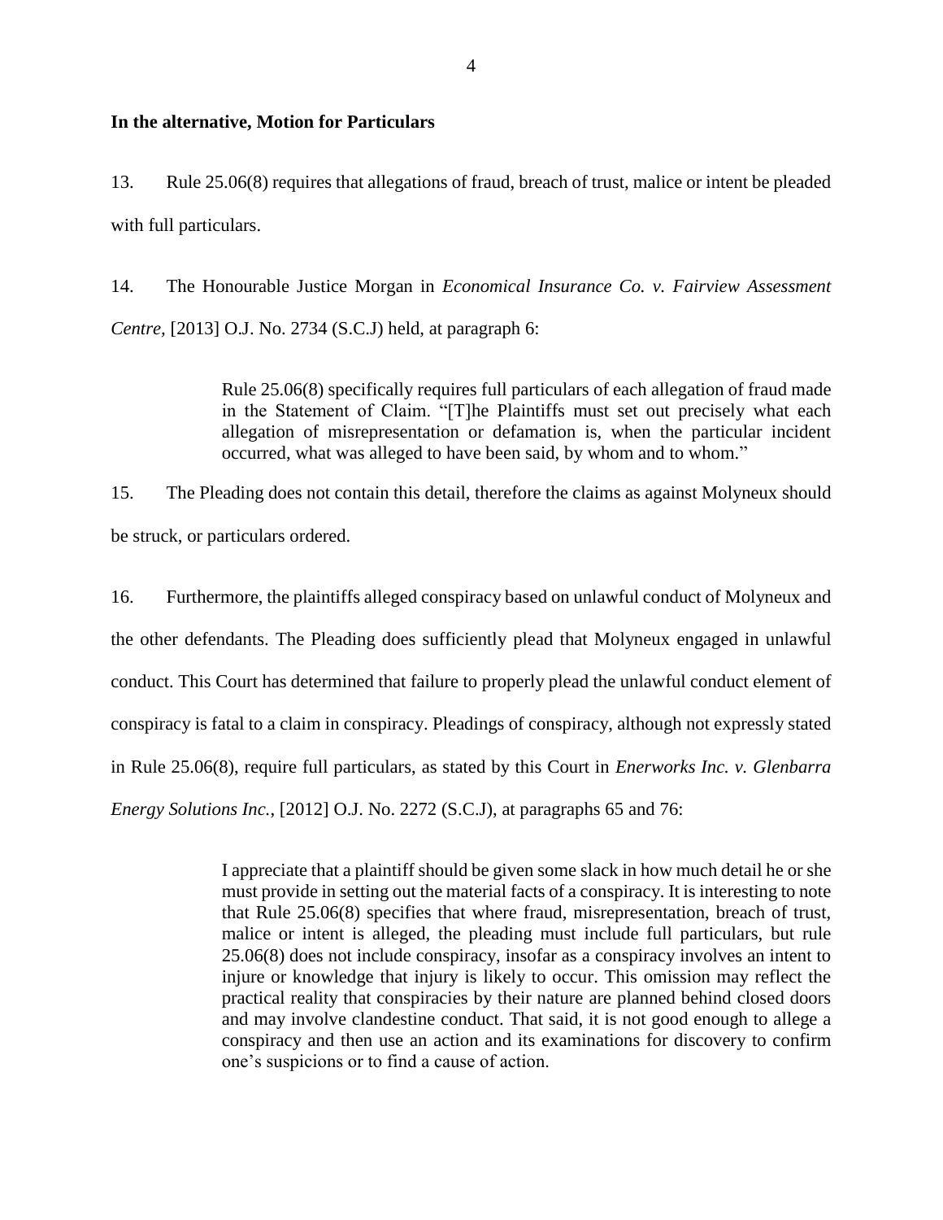**In the alternative, Motion for Particulars**

13. Rule 25.06(8) requires that allegations of fraud, breach of trust, malice or intent be pleaded with full particulars.

14. The Honourable Justice Morgan in *Economical Insurance Co. v. Fairview Assessment Centre*, [2013] O.J. No. 2734 (S.C.J) held, at paragraph 6:

> Rule 25.06(8) specifically requires full particulars of each allegation of fraud made in the Statement of Claim. "[T]he Plaintiffs must set out precisely what each allegation of misrepresentation or defamation is, when the particular incident occurred, what was alleged to have been said, by whom and to whom."

15. The Pleading does not contain this detail, therefore the claims as against Molyneux should be struck, or particulars ordered.

16. Furthermore, the plaintiffs alleged conspiracy based on unlawful conduct of Molyneux and the other defendants. The Pleading does sufficiently plead that Molyneux engaged in unlawful conduct. This Court has determined that failure to properly plead the unlawful conduct element of conspiracy is fatal to a claim in conspiracy. Pleadings of conspiracy, although not expressly stated in Rule 25.06(8), require full particulars, as stated by this Court in *Enerworks Inc. v. Glenbarra Energy Solutions Inc.*, [2012] O.J. No. 2272 (S.C.J), at paragraphs 65 and 76:

> I appreciate that a plaintiff should be given some slack in how much detail he or she must provide in setting out the material facts of a conspiracy. It is interesting to note that Rule 25.06(8) specifies that where fraud, misrepresentation, breach of trust, malice or intent is alleged, the pleading must include full particulars, but rule 25.06(8) does not include conspiracy, insofar as a conspiracy involves an intent to injure or knowledge that injury is likely to occur. This omission may reflect the practical reality that conspiracies by their nature are planned behind closed doors and may involve clandestine conduct. That said, it is not good enough to allege a conspiracy and then use an action and its examinations for discovery to confirm one's suspicions or to find a cause of action.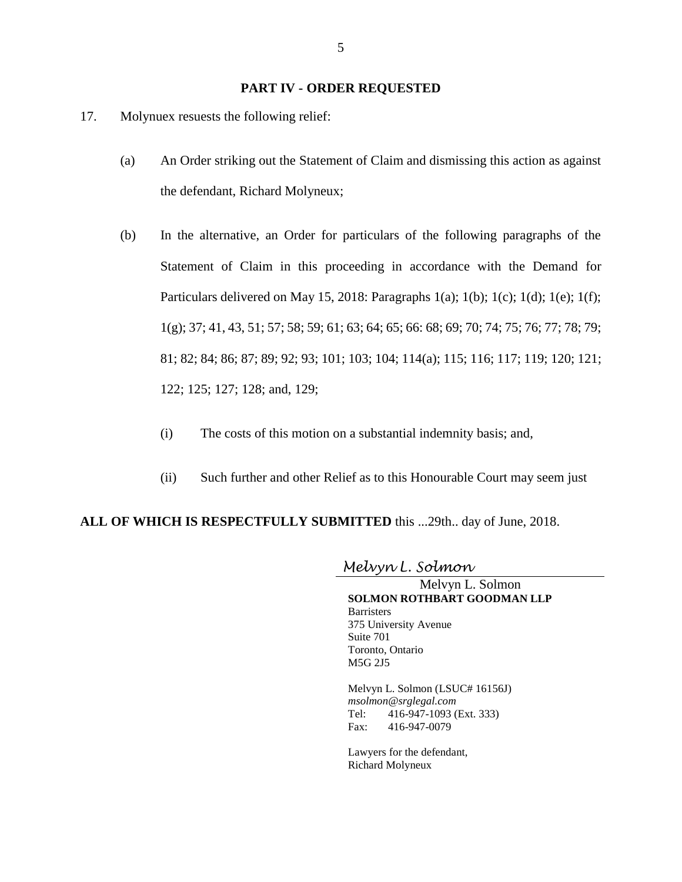## PART IV - ORDER REQUESTED

17. Molynuex resuests the following relief:

(a) An Order striking out the Statement of Claim and dismissing this action as against the defendant, Richard Molyneux;

(b) In the alternative, an Order for particulars of the following paragraphs of the Statement of Claim in this proceeding in accordance with the Demand for Particulars delivered on May 15, 2018: Paragraphs 1(a); 1(b); 1(c); 1(d); 1(e); 1(f); 1(g); 37; 41, 43, 51; 57; 58; 59; 61; 63; 64; 65; 66: 68; 69; 70; 74; 75; 76; 77; 78; 79; 81; 82; 84; 86; 87; 89; 92; 93; 101; 103; 104; 114(a); 115; 116; 117; 119; 120; 121; 122; 125; 127; 128; and, 129;

(i) The costs of this motion on a substantial indemnity basis; and,

(ii) Such further and other Relief as to this Honourable Court may seem just

**ALL OF WHICH IS RESPECTFULLY SUBMITTED** this ...29th.. day of June, 2018.

*Melvyn L. Solmon*

Melvyn L. Solmon
**SOLMON ROTHBART GOODMAN LLP**
Barristers
375 University Avenue
Suite 701
Toronto, Ontario
M5G 2J5

Melvyn L. Solmon (LSUC# 16156J)
*msolmon@srglegal.com*
Tel: 416-947-1093 (Ext. 333)
Fax: 416-947-0079

Lawyers for the defendant,
Richard Molyneux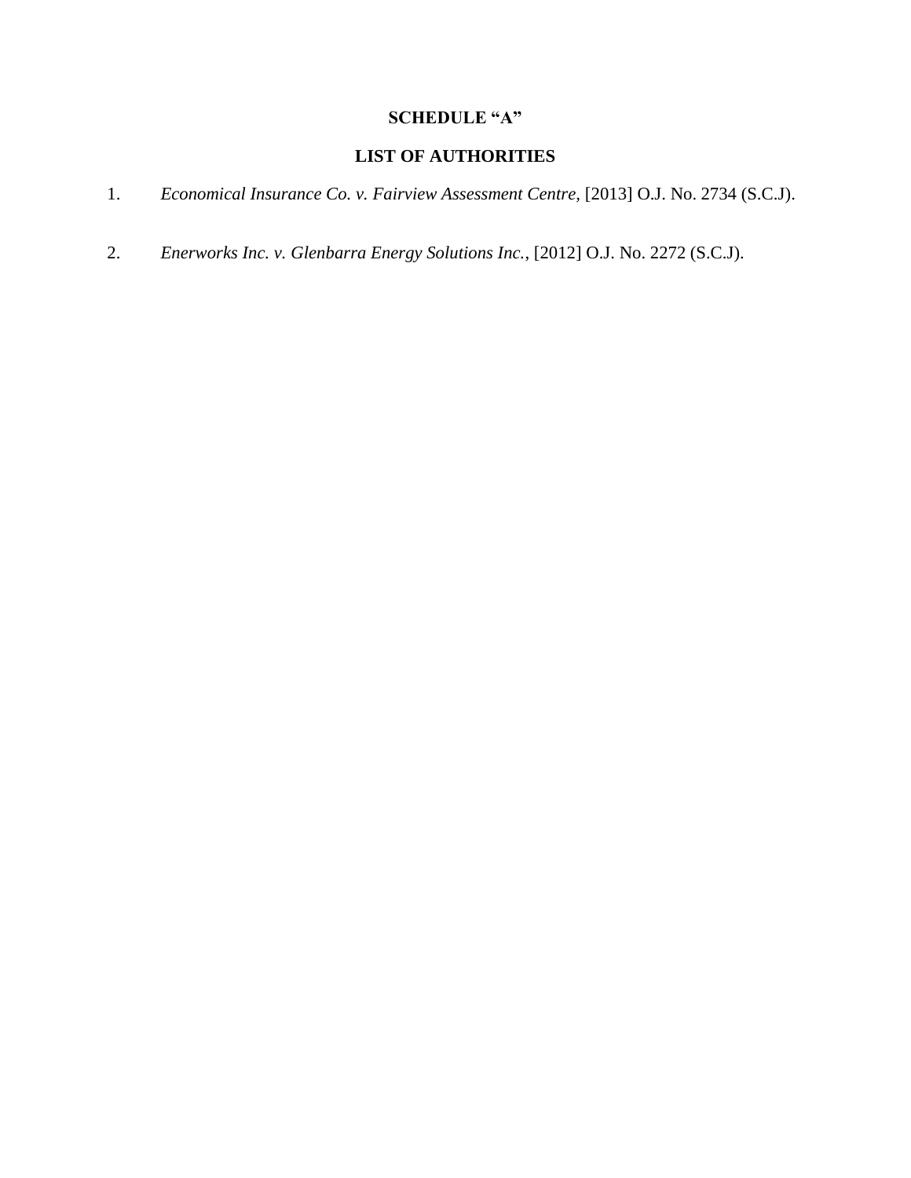**SCHEDULE "A"**

**LIST OF AUTHORITIES**

1. *Economical Insurance Co. v. Fairview Assessment Centre*, [2013] O.J. No. 2734 (S.C.J).

2. *Enerworks Inc. v. Glenbarra Energy Solutions Inc.*, [2012] O.J. No. 2272 (S.C.J).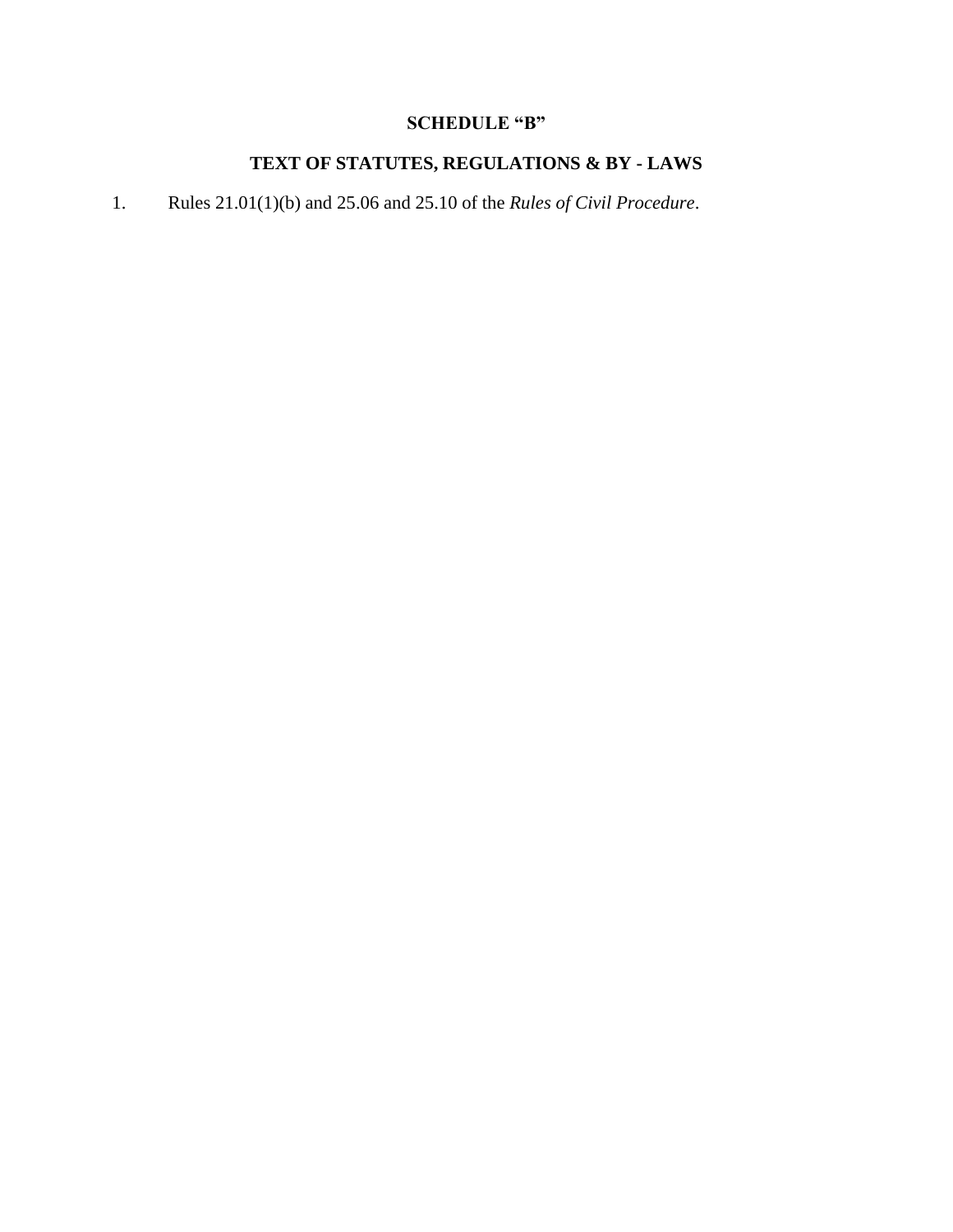**SCHEDULE "B"**

**TEXT OF STATUTES, REGULATIONS & BY - LAWS**

1. Rules 21.01(1)(b) and 25.06 and 25.10 of the *Rules of Civil Procedure*.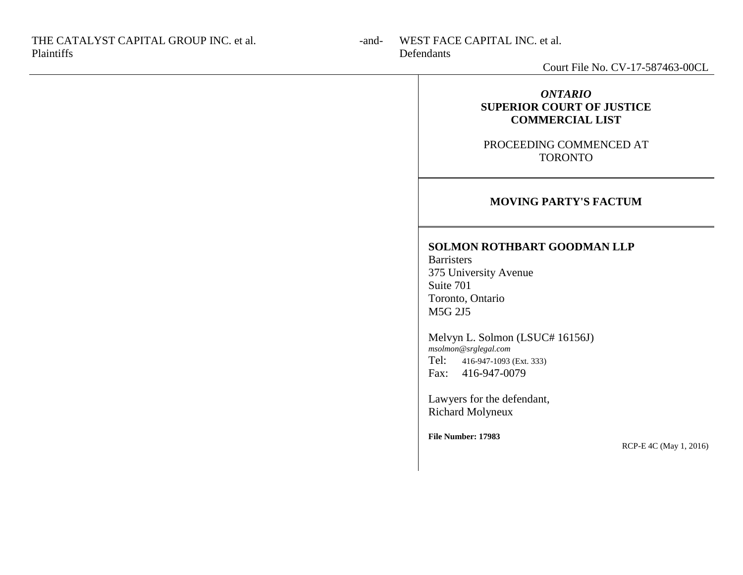THE CATALYST CAPITAL GROUP INC. et al.
Plaintiffs

-and-

WEST FACE CAPITAL INC. et al.
Defendants

Court File No. CV-17-587463-00CL

***ONTARIO***
**SUPERIOR COURT OF JUSTICE**
**COMMERCIAL LIST**

PROCEEDING COMMENCED AT
TORONTO

**MOVING PARTY'S FACTUM**

**SOLMON ROTHBART GOODMAN LLP**
Barristers
375 University Avenue
Suite 701
Toronto, Ontario
M5G 2J5

Melvyn L. Solmon (LSUC# 16156J)
*msolmon@srglegal.com*
Tel: 416-947-1093 (Ext. 333)
Fax: 416-947-0079

Lawyers for the defendant,
Richard Molyneux

**File Number: 17983**

RCP-E 4C (May 1, 2016)